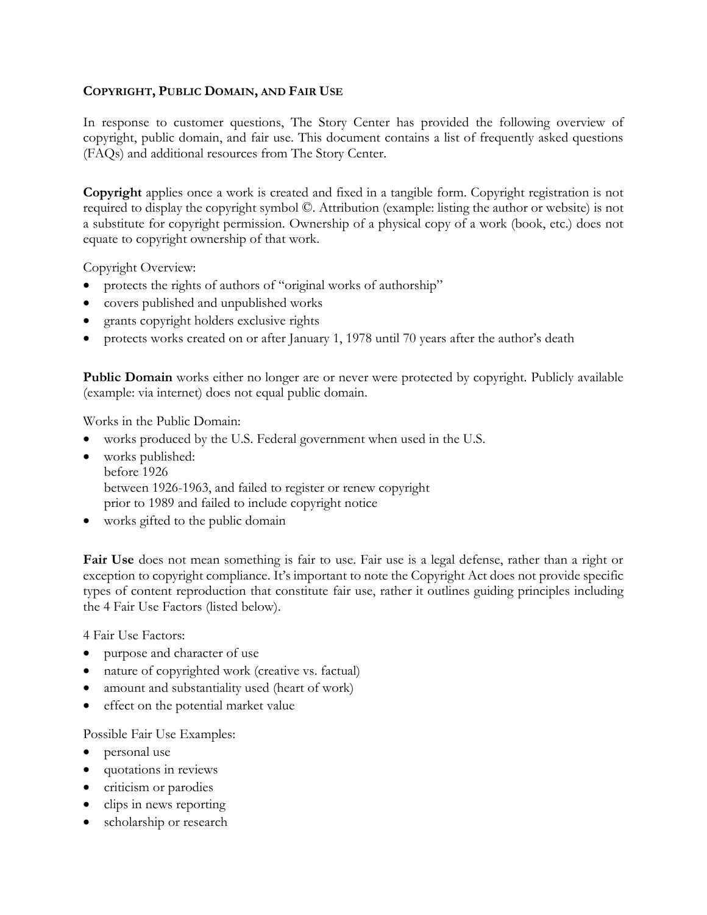# COPYRIGHT, PUBLIC DOMAIN, AND FAIR USE

In response to customer questions, The Story Center has provided the following overview of copyright, public domain, and fair use. This document contains a list of frequently asked questions (FAQs) and additional resources from The Story Center.

**Copyright** applies once a work is created and fixed in a tangible form. Copyright registration is not required to display the copyright symbol ©. Attribution (example: listing the author or website) is not a substitute for copyright permission. Ownership of a physical copy of a work (book, etc.) does not equate to copyright ownership of that work.

Copyright Overview:

- protects the rights of authors of "original works of authorship"
- covers published and unpublished works
- grants copyright holders exclusive rights
- protects works created on or after January 1, 1978 until 70 years after the author's death

**Public Domain** works either no longer are or never were protected by copyright. Publicly available (example: via internet) does not equal public domain.

Works in the Public Domain:

- works produced by the U.S. Federal government when used in the U.S.
- works published:
  before 1926
  between 1926-1963, and failed to register or renew copyright
  prior to 1989 and failed to include copyright notice
- works gifted to the public domain

**Fair Use** does not mean something is fair to use. Fair use is a legal defense, rather than a right or exception to copyright compliance. It's important to note the Copyright Act does not provide specific types of content reproduction that constitute fair use, rather it outlines guiding principles including the 4 Fair Use Factors (listed below).

4 Fair Use Factors:

- purpose and character of use
- nature of copyrighted work (creative vs. factual)
- amount and substantiality used (heart of work)
- effect on the potential market value

Possible Fair Use Examples:

- personal use
- quotations in reviews
- criticism or parodies
- clips in news reporting
- scholarship or research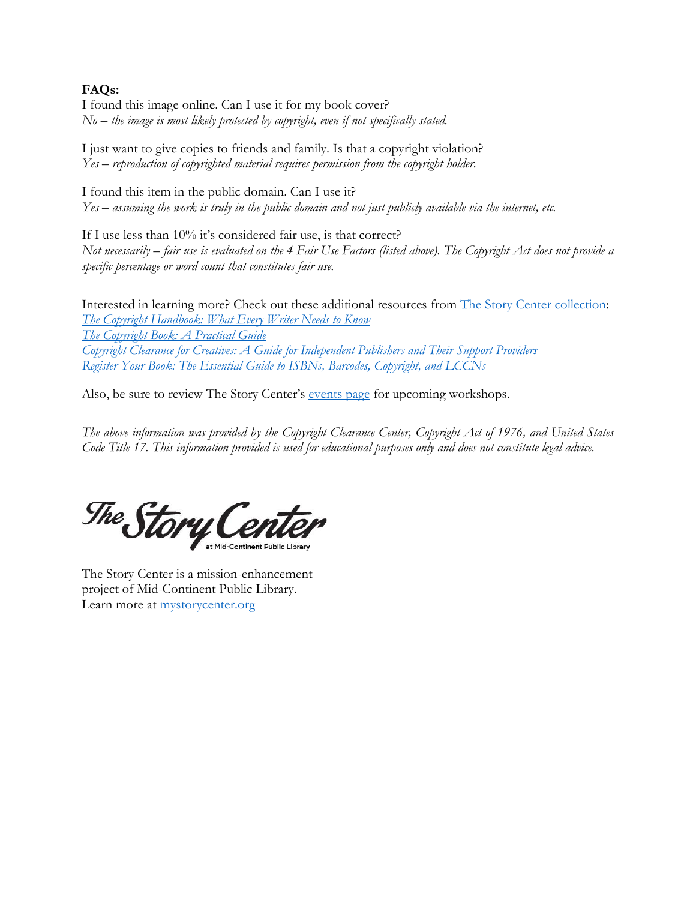**FAQs:**

I found this image online. Can I use it for my book cover?
*No – the image is most likely protected by copyright, even if not specifically stated.*

I just want to give copies to friends and family. Is that a copyright violation?
*Yes – reproduction of copyrighted material requires permission from the copyright holder.*

I found this item in the public domain. Can I use it?
*Yes – assuming the work is truly in the public domain and not just publicly available via the internet, etc.*

If I use less than 10% it's considered fair use, is that correct?
*Not necessarily – fair use is evaluated on the 4 Fair Use Factors (listed above). The Copyright Act does not provide a specific percentage or word count that constitutes fair use.*

Interested in learning more? Check out these additional resources from The Story Center collection:
*The Copyright Handbook: What Every Writer Needs to Know*
*The Copyright Book: A Practical Guide*
*Copyright Clearance for Creatives: A Guide for Independent Publishers and Their Support Providers*
*Register Your Book: The Essential Guide to ISBNs, Barcodes, Copyright, and LCCNs*

Also, be sure to review The Story Center's events page for upcoming workshops.

*The above information was provided by the Copyright Clearance Center, Copyright Act of 1976, and United States Code Title 17. This information provided is used for educational purposes only and does not constitute legal advice.*

The Story Center
at Mid-Continent Public Library

The Story Center is a mission-enhancement project of Mid-Continent Public Library.
Learn more at mystorycenter.org